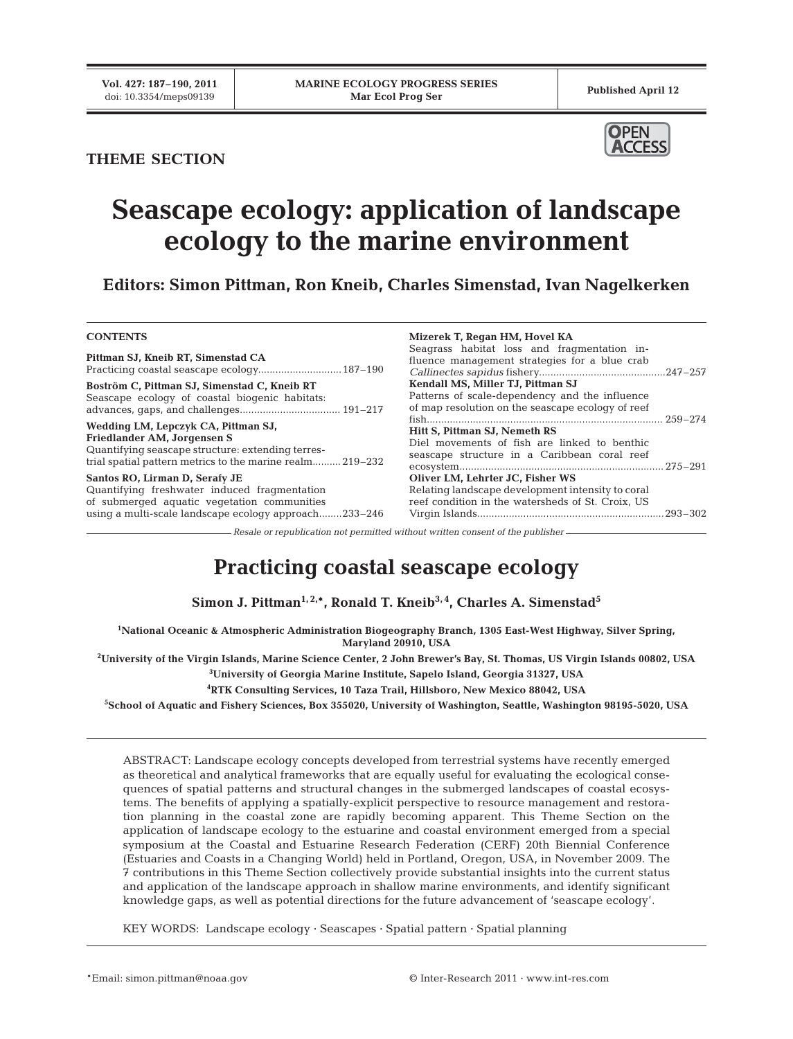THEME SECTION

# Seascape ecology: application of landscape ecology to the marine environment

**Editors: Simon Pittman, Ron Kneib, Charles Simenstad, Ivan Nagelkerken**

**CONTENTS**

**Pittman SJ, Kneib RT, Simenstad CA**
Practicing coastal seascape ecology ............................ 187–190

**Boström C, Pittman SJ, Simenstad C, Kneib RT**
Seascape ecology of coastal biogenic habitats: advances, gaps, and challenges .................................. 191–217

**Wedding LM, Lepczyk CA, Pittman SJ, Friedlander AM, Jorgensen S**
Quantifying seascape structure: extending terrestrial spatial pattern metrics to the marine realm .......... 219–232

**Santos RO, Lirman D, Serafy JE**
Quantifying freshwater induced fragmentation of submerged aquatic vegetation communities using a multi-scale landscape ecology approach ........ 233–246

**Mizerek T, Regan HM, Hovel KA**
Seagrass habitat loss and fragmentation influence management strategies for a blue crab *Callinectes sapidus* fishery .......................................... 247–257

**Kendall MS, Miller TJ, Pittman SJ**
Patterns of scale-dependency and the influence of map resolution on the seascape ecology of reef fish ................................................................................ 259–274

**Hitt S, Pittman SJ, Nemeth RS**
Diel movements of fish are linked to benthic seascape structure in a Caribbean coral reef ecosystem ...................................................................... 275–291

**Oliver LM, Lehrter JC, Fisher WS**
Relating landscape development intensity to coral reef condition in the watersheds of St. Croix, US Virgin Islands ................................................................ 293–302

*Resale or republication not permitted without written consent of the publisher*

## Practicing coastal seascape ecology

**Simon J. Pittman[1,2,*], Ronald T. Kneib[3,4], Charles A. Simenstad[5]**

[1]National Oceanic & Atmospheric Administration Biogeography Branch, 1305 East-West Highway, Silver Spring, Maryland 20910, USA

[2]University of the Virgin Islands, Marine Science Center, 2 John Brewer's Bay, St. Thomas, US Virgin Islands 00802, USA

[3]University of Georgia Marine Institute, Sapelo Island, Georgia 31327, USA

[4]RTK Consulting Services, 10 Taza Trail, Hillsboro, New Mexico 88042, USA

[5]School of Aquatic and Fishery Sciences, Box 355020, University of Washington, Seattle, Washington 98195-5020, USA

ABSTRACT: Landscape ecology concepts developed from terrestrial systems have recently emerged as theoretical and analytical frameworks that are equally useful for evaluating the ecological consequences of spatial patterns and structural changes in the submerged landscapes of coastal ecosystems. The benefits of applying a spatially-explicit perspective to resource management and restoration planning in the coastal zone are rapidly becoming apparent. This Theme Section on the application of landscape ecology to the estuarine and coastal environment emerged from a special symposium at the Coastal and Estuarine Research Federation (CERF) 20th Biennial Conference (Estuaries and Coasts in a Changing World) held in Portland, Oregon, USA, in November 2009. The 7 contributions in this Theme Section collectively provide substantial insights into the current status and application of the landscape approach in shallow marine environments, and identify significant knowledge gaps, as well as potential directions for the future advancement of 'seascape ecology'.

KEY WORDS: Landscape ecology · Seascapes · Spatial pattern · Spatial planning

*Email: simon.pittman@noaa.gov

© Inter-Research 2011 · www.int-res.com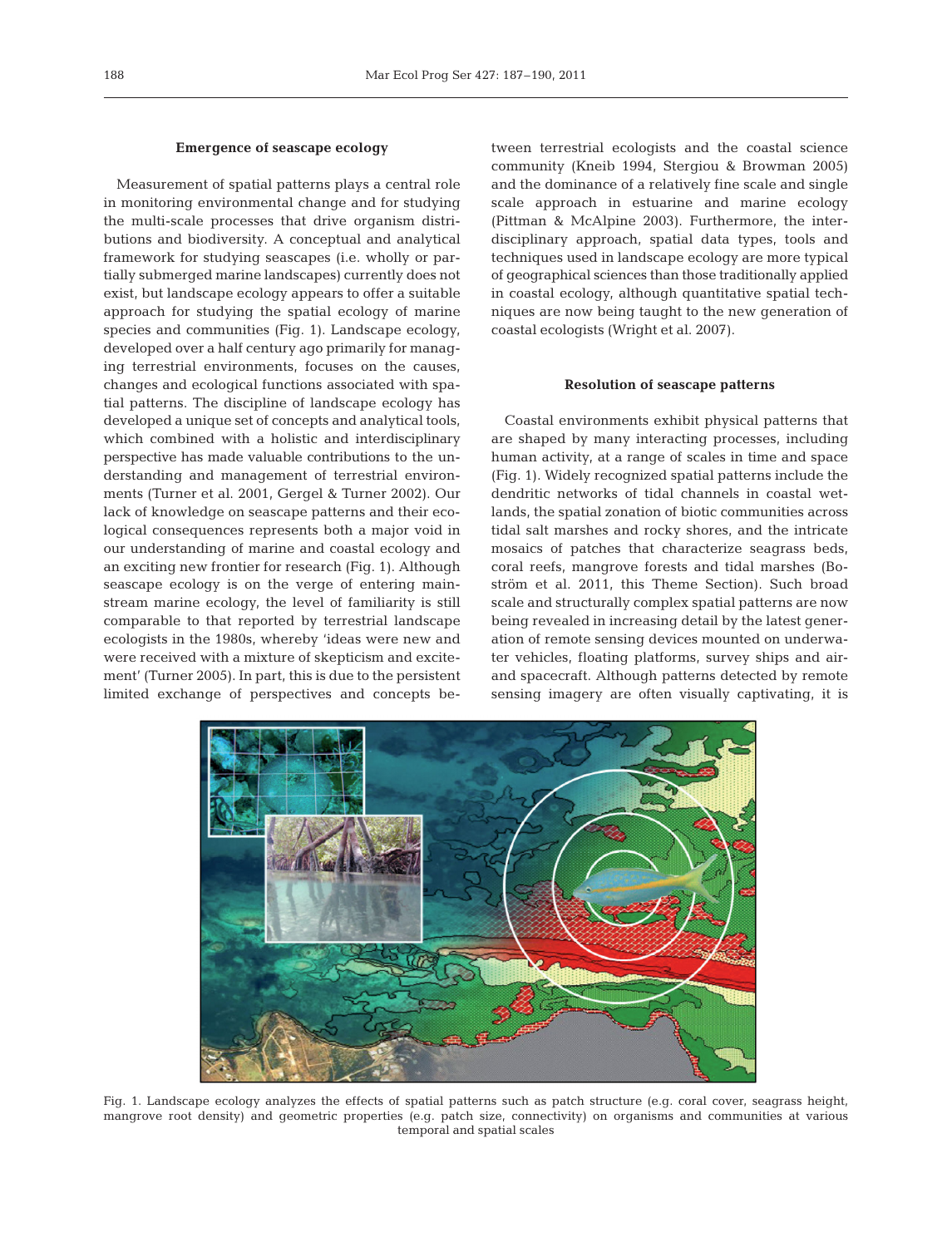## Emergence of seascape ecology

Measurement of spatial patterns plays a central role in monitoring environmental change and for studying the multi-scale processes that drive organism distributions and biodiversity. A conceptual and analytical framework for studying seascapes (i.e. wholly or partially submerged marine landscapes) currently does not exist, but landscape ecology appears to offer a suitable approach for studying the spatial ecology of marine species and communities (Fig. 1). Landscape ecology, developed over a half century ago primarily for managing terrestrial environments, focuses on the causes, changes and ecological functions associated with spatial patterns. The discipline of landscape ecology has developed a unique set of concepts and analytical tools, which combined with a holistic and interdisciplinary perspective has made valuable contributions to the understanding and management of terrestrial environments (Turner et al. 2001, Gergel & Turner 2002). Our lack of knowledge on seascape patterns and their ecological consequences represents both a major void in our understanding of marine and coastal ecology and an exciting new frontier for research (Fig. 1). Although seascape ecology is on the verge of entering mainstream marine ecology, the level of familiarity is still comparable to that reported by terrestrial landscape ecologists in the 1980s, whereby 'ideas were new and were received with a mixture of skepticism and excitement' (Turner 2005). In part, this is due to the persistent limited exchange of perspectives and concepts between terrestrial ecologists and the coastal science community (Kneib 1994, Stergiou & Browman 2005) and the dominance of a relatively fine scale and single scale approach in estuarine and marine ecology (Pittman & McAlpine 2003). Furthermore, the interdisciplinary approach, spatial data types, tools and techniques used in landscape ecology are more typical of geographical sciences than those traditionally applied in coastal ecology, although quantitative spatial techniques are now being taught to the new generation of coastal ecologists (Wright et al. 2007).

## Resolution of seascape patterns

Coastal environments exhibit physical patterns that are shaped by many interacting processes, including human activity, at a range of scales in time and space (Fig. 1). Widely recognized spatial patterns include the dendritic networks of tidal channels in coastal wetlands, the spatial zonation of biotic communities across tidal salt marshes and rocky shores, and the intricate mosaics of patches that characterize seagrass beds, coral reefs, mangrove forests and tidal marshes (Boström et al. 2011, this Theme Section). Such broad scale and structurally complex spatial patterns are now being revealed in increasing detail by the latest generation of remote sensing devices mounted on underwater vehicles, floating platforms, survey ships and air- and spacecraft. Although patterns detected by remote sensing imagery are often visually captivating, it is

Fig. 1. Landscape ecology analyzes the effects of spatial patterns such as patch structure (e.g. coral cover, seagrass height, mangrove root density) and geometric properties (e.g. patch size, connectivity) on organisms and communities at various temporal and spatial scales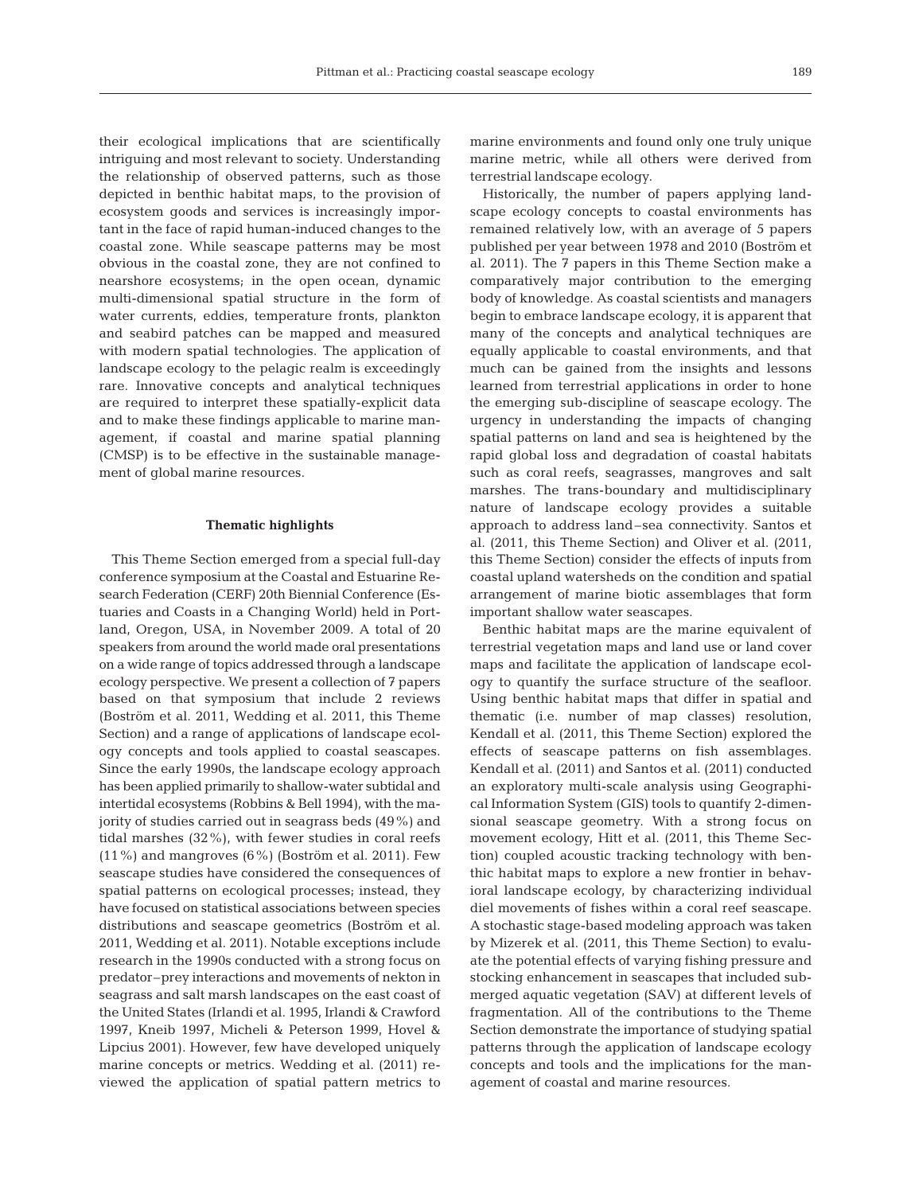their ecological implications that are scientifically intriguing and most relevant to society. Understanding the relationship of observed patterns, such as those depicted in benthic habitat maps, to the provision of ecosystem goods and services is increasingly important in the face of rapid human-induced changes to the coastal zone. While seascape patterns may be most obvious in the coastal zone, they are not confined to nearshore ecosystems; in the open ocean, dynamic multi-dimensional spatial structure in the form of water currents, eddies, temperature fronts, plankton and seabird patches can be mapped and measured with modern spatial technologies. The application of landscape ecology to the pelagic realm is exceedingly rare. Innovative concepts and analytical techniques are required to interpret these spatially-explicit data and to make these findings applicable to marine management, if coastal and marine spatial planning (CMSP) is to be effective in the sustainable management of global marine resources.

## Thematic highlights

This Theme Section emerged from a special full-day conference symposium at the Coastal and Estuarine Research Federation (CERF) 20th Biennial Conference (Estuaries and Coasts in a Changing World) held in Portland, Oregon, USA, in November 2009. A total of 20 speakers from around the world made oral presentations on a wide range of topics addressed through a landscape ecology perspective. We present a collection of 7 papers based on that symposium that include 2 reviews (Boström et al. 2011, Wedding et al. 2011, this Theme Section) and a range of applications of landscape ecology concepts and tools applied to coastal seascapes. Since the early 1990s, the landscape ecology approach has been applied primarily to shallow-water subtidal and intertidal ecosystems (Robbins & Bell 1994), with the majority of studies carried out in seagrass beds (49%) and tidal marshes (32%), with fewer studies in coral reefs (11%) and mangroves (6%) (Boström et al. 2011). Few seascape studies have considered the consequences of spatial patterns on ecological processes; instead, they have focused on statistical associations between species distributions and seascape geometrics (Boström et al. 2011, Wedding et al. 2011). Notable exceptions include research in the 1990s conducted with a strong focus on predator–prey interactions and movements of nekton in seagrass and salt marsh landscapes on the east coast of the United States (Irlandi et al. 1995, Irlandi & Crawford 1997, Kneib 1997, Micheli & Peterson 1999, Hovel & Lipcius 2001). However, few have developed uniquely marine concepts or metrics. Wedding et al. (2011) reviewed the application of spatial pattern metrics to marine environments and found only one truly unique marine metric, while all others were derived from terrestrial landscape ecology.

Historically, the number of papers applying landscape ecology concepts to coastal environments has remained relatively low, with an average of 5 papers published per year between 1978 and 2010 (Boström et al. 2011). The 7 papers in this Theme Section make a comparatively major contribution to the emerging body of knowledge. As coastal scientists and managers begin to embrace landscape ecology, it is apparent that many of the concepts and analytical techniques are equally applicable to coastal environments, and that much can be gained from the insights and lessons learned from terrestrial applications in order to hone the emerging sub-discipline of seascape ecology. The urgency in understanding the impacts of changing spatial patterns on land and sea is heightened by the rapid global loss and degradation of coastal habitats such as coral reefs, seagrasses, mangroves and salt marshes. The trans-boundary and multidisciplinary nature of landscape ecology provides a suitable approach to address land–sea connectivity. Santos et al. (2011, this Theme Section) and Oliver et al. (2011, this Theme Section) consider the effects of inputs from coastal upland watersheds on the condition and spatial arrangement of marine biotic assemblages that form important shallow water seascapes.

Benthic habitat maps are the marine equivalent of terrestrial vegetation maps and land use or land cover maps and facilitate the application of landscape ecology to quantify the surface structure of the seafloor. Using benthic habitat maps that differ in spatial and thematic (i.e. number of map classes) resolution, Kendall et al. (2011, this Theme Section) explored the effects of seascape patterns on fish assemblages. Kendall et al. (2011) and Santos et al. (2011) conducted an exploratory multi-scale analysis using Geographical Information System (GIS) tools to quantify 2-dimensional seascape geometry. With a strong focus on movement ecology, Hitt et al. (2011, this Theme Section) coupled acoustic tracking technology with benthic habitat maps to explore a new frontier in behavioral landscape ecology, by characterizing individual diel movements of fishes within a coral reef seascape. A stochastic stage-based modeling approach was taken by Mizerek et al. (2011, this Theme Section) to evaluate the potential effects of varying fishing pressure and stocking enhancement in seascapes that included submerged aquatic vegetation (SAV) at different levels of fragmentation. All of the contributions to the Theme Section demonstrate the importance of studying spatial patterns through the application of landscape ecology concepts and tools and the implications for the management of coastal and marine resources.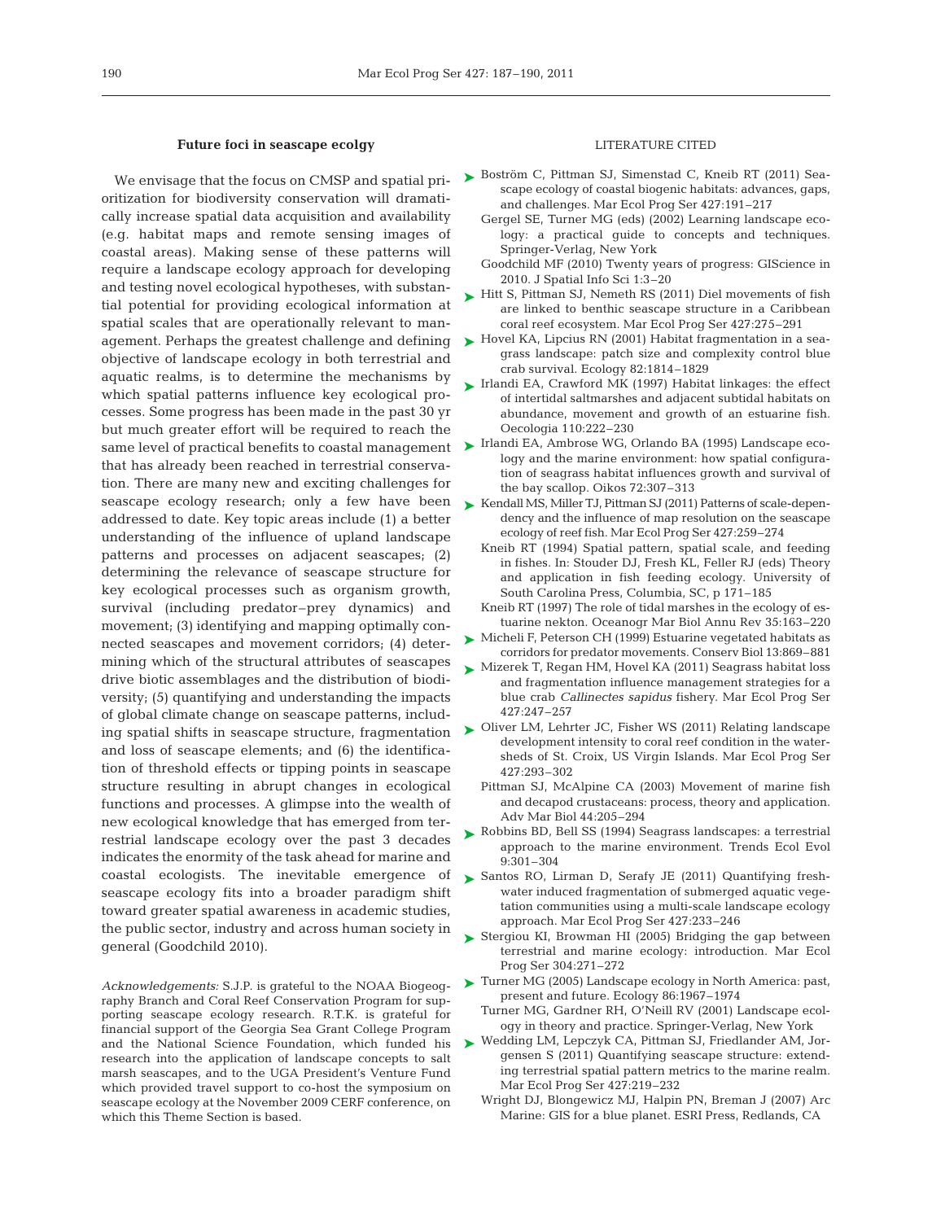## Future foci in seascape ecolgy

We envisage that the focus on CMSP and spatial prioritization for biodiversity conservation will dramatically increase spatial data acquisition and availability (e.g. habitat maps and remote sensing images of coastal areas). Making sense of these patterns will require a landscape ecology approach for developing and testing novel ecological hypotheses, with substantial potential for providing ecological information at spatial scales that are operationally relevant to management. Perhaps the greatest challenge and defining objective of landscape ecology in both terrestrial and aquatic realms, is to determine the mechanisms by which spatial patterns influence key ecological processes. Some progress has been made in the past 30 yr but much greater effort will be required to reach the same level of practical benefits to coastal management that has already been reached in terrestrial conservation. There are many new and exciting challenges for seascape ecology research; only a few have been addressed to date. Key topic areas include (1) a better understanding of the influence of upland landscape patterns and processes on adjacent seascapes; (2) determining the relevance of seascape structure for key ecological processes such as organism growth, survival (including predator–prey dynamics) and movement; (3) identifying and mapping optimally connected seascapes and movement corridors; (4) determining which of the structural attributes of seascapes drive biotic assemblages and the distribution of biodiversity; (5) quantifying and understanding the impacts of global climate change on seascape patterns, including spatial shifts in seascape structure, fragmentation and loss of seascape elements; and (6) the identification of threshold effects or tipping points in seascape structure resulting in abrupt changes in ecological functions and processes. A glimpse into the wealth of new ecological knowledge that has emerged from terrestrial landscape ecology over the past 3 decades indicates the enormity of the task ahead for marine and coastal ecologists. The inevitable emergence of seascape ecology fits into a broader paradigm shift toward greater spatial awareness in academic studies, the public sector, industry and across human society in general (Goodchild 2010).

*Acknowledgements:* S.J.P. is grateful to the NOAA Biogeography Branch and Coral Reef Conservation Program for supporting seascape ecology research. R.T.K. is grateful for financial support of the Georgia Sea Grant College Program and the National Science Foundation, which funded his research into the application of landscape concepts to salt marsh seascapes, and to the UGA President's Venture Fund which provided travel support to co-host the symposium on seascape ecology at the November 2009 CERF conference, on which this Theme Section is based.

## LITERATURE CITED

Boström C, Pittman SJ, Simenstad C, Kneib RT (2011) Seascape ecology of coastal biogenic habitats: advances, gaps, and challenges. Mar Ecol Prog Ser 427:191–217

Gergel SE, Turner MG (eds) (2002) Learning landscape ecology: a practical guide to concepts and techniques. Springer-Verlag, New York

Goodchild MF (2010) Twenty years of progress: GIScience in 2010. J Spatial Info Sci 1:3–20

Hitt S, Pittman SJ, Nemeth RS (2011) Diel movements of fish are linked to benthic seascape structure in a Caribbean coral reef ecosystem. Mar Ecol Prog Ser 427:275–291

Hovel KA, Lipcius RN (2001) Habitat fragmentation in a seagrass landscape: patch size and complexity control blue crab survival. Ecology 82:1814–1829

Irlandi EA, Crawford MK (1997) Habitat linkages: the effect of intertidal saltmarshes and adjacent subtidal habitats on abundance, movement and growth of an estuarine fish. Oecologia 110:222–230

Irlandi EA, Ambrose WG, Orlando BA (1995) Landscape ecology and the marine environment: how spatial configuration of seagrass habitat influences growth and survival of the bay scallop. Oikos 72:307–313

Kendall MS, Miller TJ, Pittman SJ (2011) Patterns of scale-dependency and the influence of map resolution on the seascape ecology of reef fish. Mar Ecol Prog Ser 427:259–274

Kneib RT (1994) Spatial pattern, spatial scale, and feeding in fishes. In: Stouder DJ, Fresh KL, Feller RJ (eds) Theory and application in fish feeding ecology. University of South Carolina Press, Columbia, SC, p 171–185

Kneib RT (1997) The role of tidal marshes in the ecology of estuarine nekton. Oceanogr Mar Biol Annu Rev 35:163–220

Micheli F, Peterson CH (1999) Estuarine vegetated habitats as corridors for predator movements. Conserv Biol 13:869–881

Mizerek T, Regan HM, Hovel KA (2011) Seagrass habitat loss and fragmentation influence management strategies for a blue crab *Callinectes sapidus* fishery. Mar Ecol Prog Ser 427:247–257

Oliver LM, Lehrter JC, Fisher WS (2011) Relating landscape development intensity to coral reef condition in the watersheds of St. Croix, US Virgin Islands. Mar Ecol Prog Ser 427:293–302

Pittman SJ, McAlpine CA (2003) Movement of marine fish and decapod crustaceans: process, theory and application. Adv Mar Biol 44:205–294

Robbins BD, Bell SS (1994) Seagrass landscapes: a terrestrial approach to the marine environment. Trends Ecol Evol 9:301–304

Santos RO, Lirman D, Serafy JE (2011) Quantifying freshwater induced fragmentation of submerged aquatic vegetation communities using a multi-scale landscape ecology approach. Mar Ecol Prog Ser 427:233–246

Stergiou KI, Browman HI (2005) Bridging the gap between terrestrial and marine ecology: introduction. Mar Ecol Prog Ser 304:271–272

Turner MG (2005) Landscape ecology in North America: past, present and future. Ecology 86:1967–1974

Turner MG, Gardner RH, O'Neill RV (2001) Landscape ecology in theory and practice. Springer-Verlag, New York

Wedding LM, Lepczyk CA, Pittman SJ, Friedlander AM, Jorgensen S (2011) Quantifying seascape structure: extending terrestrial spatial pattern metrics to the marine realm. Mar Ecol Prog Ser 427:219–232

Wright DJ, Blongewicz MJ, Halpin PN, Breman J (2007) Arc Marine: GIS for a blue planet. ESRI Press, Redlands, CA